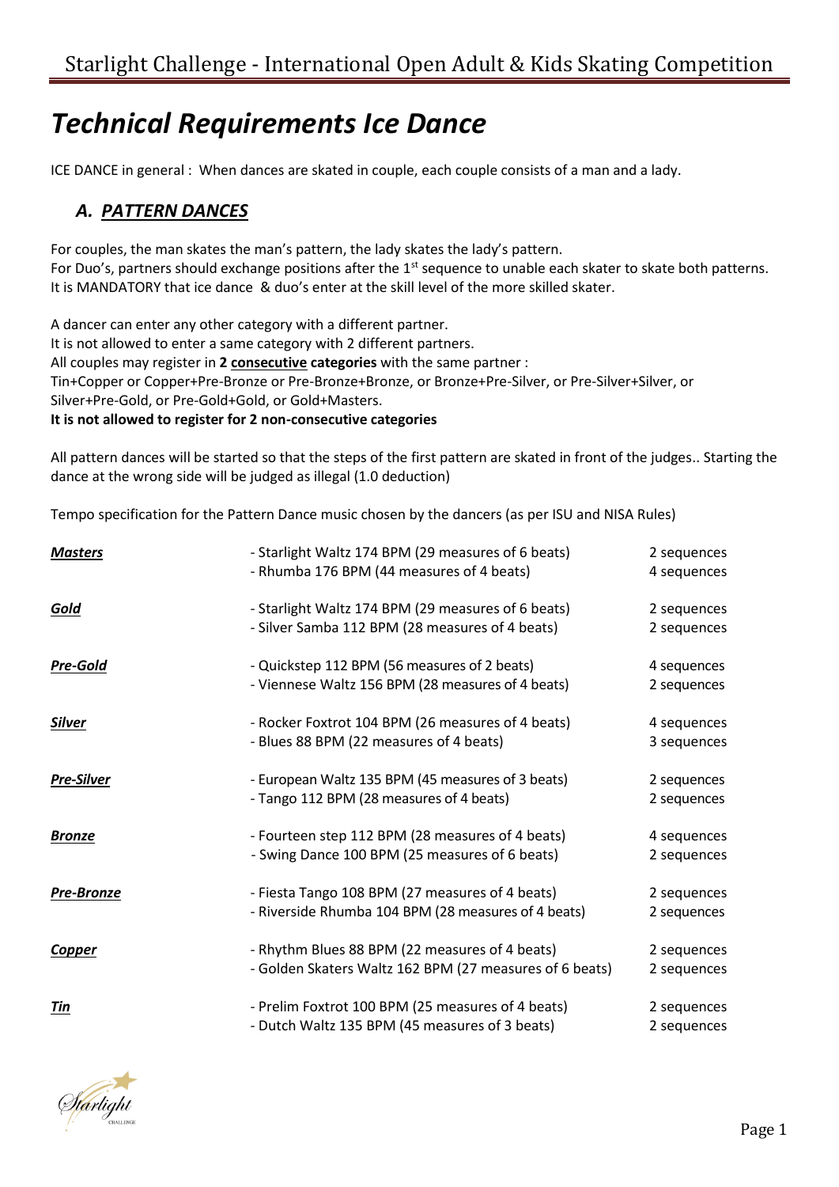# Starlight Challenge - International Open Adult & Kids Skating Competition

## *Technical Requirements Ice Dance*

ICE DANCE in general : When dances are skated in couple, each couple consists of a man and a lady.

### *A. PATTERN DANCES*

For couples, the man skates the man's pattern, the lady skates the lady's pattern.
For Duo's, partners should exchange positions after the 1st sequence to unable each skater to skate both patterns.
It is MANDATORY that ice dance & duo's enter at the skill level of the more skilled skater.

A dancer can enter any other category with a different partner.
It is not allowed to enter a same category with 2 different partners.
All couples may register in **2 consecutive categories** with the same partner :
Tin+Copper or Copper+Pre-Bronze or Pre-Bronze+Bronze, or Bronze+Pre-Silver, or Pre-Silver+Silver, or Silver+Pre-Gold, or Pre-Gold+Gold, or Gold+Masters.
**It is not allowed to register for 2 non-consecutive categories**

All pattern dances will be started so that the steps of the first pattern are skated in front of the judges.. Starting the dance at the wrong side will be judged as illegal (1.0 deduction)

Tempo specification for the Pattern Dance music chosen by the dancers (as per ISU and NISA Rules)

| Category | Dance | Sequences |
|---|---|---|
| ***Masters*** | - Starlight Waltz 174 BPM (29 measures of 6 beats) | 2 sequences |
| | - Rhumba 176 BPM (44 measures of 4 beats) | 4 sequences |
| ***Gold*** | - Starlight Waltz 174 BPM (29 measures of 6 beats) | 2 sequences |
| | - Silver Samba 112 BPM (28 measures of 4 beats) | 2 sequences |
| ***Pre-Gold*** | - Quickstep 112 BPM (56 measures of 2 beats) | 4 sequences |
| | - Viennese Waltz 156 BPM (28 measures of 4 beats) | 2 sequences |
| ***Silver*** | - Rocker Foxtrot 104 BPM (26 measures of 4 beats) | 4 sequences |
| | - Blues 88 BPM (22 measures of 4 beats) | 3 sequences |
| ***Pre-Silver*** | - European Waltz 135 BPM (45 measures of 3 beats) | 2 sequences |
| | - Tango 112 BPM (28 measures of 4 beats) | 2 sequences |
| ***Bronze*** | - Fourteen step 112 BPM (28 measures of 4 beats) | 4 sequences |
| | - Swing Dance 100 BPM (25 measures of 6 beats) | 2 sequences |
| ***Pre-Bronze*** | - Fiesta Tango 108 BPM (27 measures of 4 beats) | 2 sequences |
| | - Riverside Rhumba 104 BPM (28 measures of 4 beats) | 2 sequences |
| ***Copper*** | - Rhythm Blues 88 BPM (22 measures of 4 beats) | 2 sequences |
| | - Golden Skaters Waltz 162 BPM (27 measures of 6 beats) | 2 sequences |
| ***Tin*** | - Prelim Foxtrot 100 BPM (25 measures of 4 beats) | 2 sequences |
| | - Dutch Waltz 135 BPM (45 measures of 3 beats) | 2 sequences |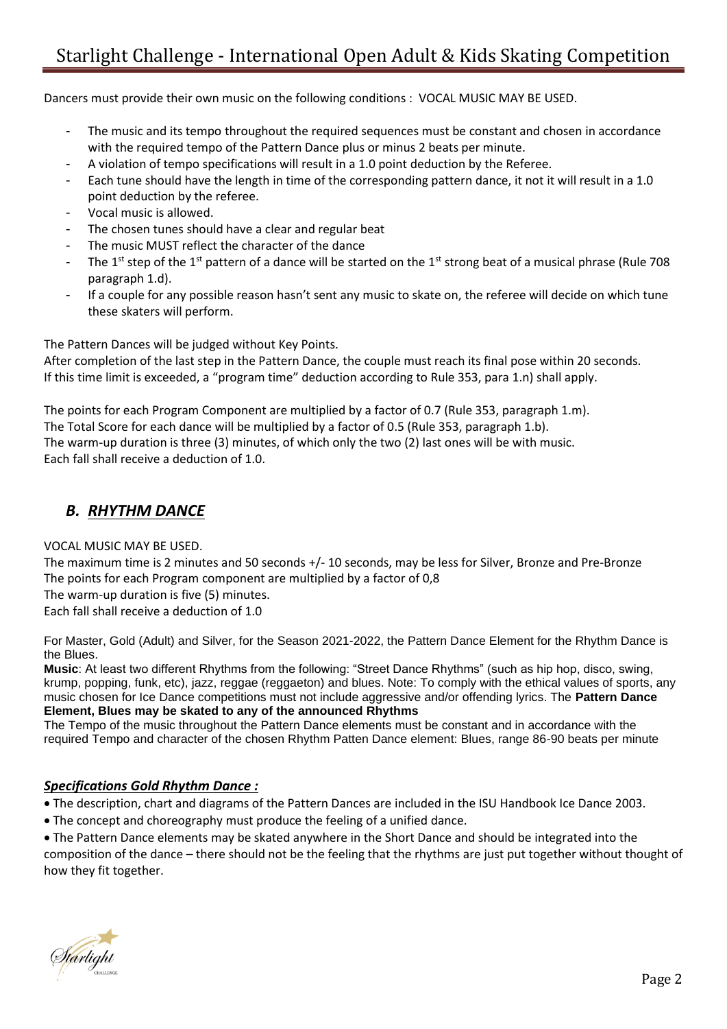Dancers must provide their own music on the following conditions : VOCAL MUSIC MAY BE USED.

- The music and its tempo throughout the required sequences must be constant and chosen in accordance with the required tempo of the Pattern Dance plus or minus 2 beats per minute.
- A violation of tempo specifications will result in a 1.0 point deduction by the Referee.
- Each tune should have the length in time of the corresponding pattern dance, it not it will result in a 1.0 point deduction by the referee.
- Vocal music is allowed.
- The chosen tunes should have a clear and regular beat
- The music MUST reflect the character of the dance
- The 1st step of the 1st pattern of a dance will be started on the 1st strong beat of a musical phrase (Rule 708 paragraph 1.d).
- If a couple for any possible reason hasn't sent any music to skate on, the referee will decide on which tune these skaters will perform.

The Pattern Dances will be judged without Key Points.
After completion of the last step in the Pattern Dance, the couple must reach its final pose within 20 seconds. If this time limit is exceeded, a "program time" deduction according to Rule 353, para 1.n) shall apply.

The points for each Program Component are multiplied by a factor of 0.7 (Rule 353, paragraph 1.m).
The Total Score for each dance will be multiplied by a factor of 0.5 (Rule 353, paragraph 1.b).
The warm-up duration is three (3) minutes, of which only the two (2) last ones will be with music.
Each fall shall receive a deduction of 1.0.

## *B. RHYTHM DANCE*

VOCAL MUSIC MAY BE USED.
The maximum time is 2 minutes and 50 seconds +/- 10 seconds, may be less for Silver, Bronze and Pre-Bronze
The points for each Program component are multiplied by a factor of 0,8
The warm-up duration is five (5) minutes.
Each fall shall receive a deduction of 1.0

For Master, Gold (Adult) and Silver, for the Season 2021-2022, the Pattern Dance Element for the Rhythm Dance is the Blues.
**Music**: At least two different Rhythms from the following: "Street Dance Rhythms" (such as hip hop, disco, swing, krump, popping, funk, etc), jazz, reggae (reggaeton) and blues. Note: To comply with the ethical values of sports, any music chosen for Ice Dance competitions must not include aggressive and/or offending lyrics. The **Pattern Dance Element, Blues may be skated to any of the announced Rhythms**
The Tempo of the music throughout the Pattern Dance elements must be constant and in accordance with the required Tempo and character of the chosen Rhythm Patten Dance element: Blues, range 86-90 beats per minute

### *Specifications Gold Rhythm Dance :*

- The description, chart and diagrams of the Pattern Dances are included in the ISU Handbook Ice Dance 2003.
- The concept and choreography must produce the feeling of a unified dance.
- The Pattern Dance elements may be skated anywhere in the Short Dance and should be integrated into the composition of the dance – there should not be the feeling that the rhythms are just put together without thought of how they fit together.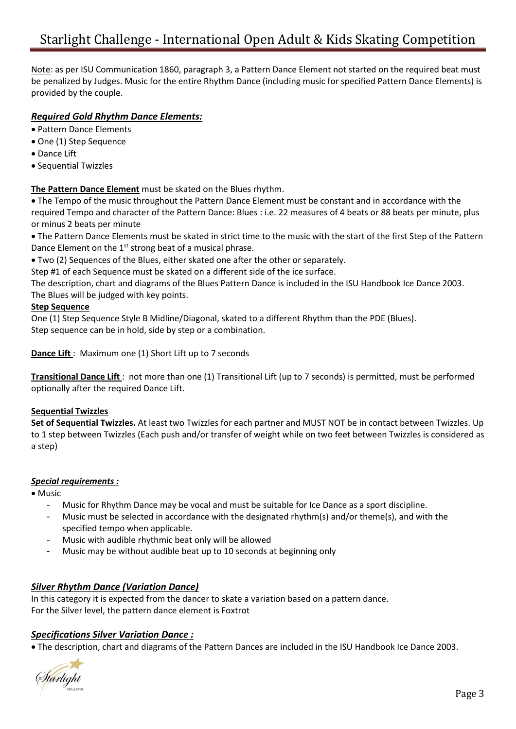Note: as per ISU Communication 1860, paragraph 3, a Pattern Dance Element not started on the required beat must be penalized by Judges. Music for the entire Rhythm Dance (including music for specified Pattern Dance Elements) is provided by the couple.

### ***Required Gold Rhythm Dance Elements:***

- Pattern Dance Elements
- One (1) Step Sequence
- Dance Lift
- Sequential Twizzles

**The Pattern Dance Element** must be skated on the Blues rhythm.

- The Tempo of the music throughout the Pattern Dance Element must be constant and in accordance with the required Tempo and character of the Pattern Dance: Blues : i.e. 22 measures of 4 beats or 88 beats per minute, plus or minus 2 beats per minute
- The Pattern Dance Elements must be skated in strict time to the music with the start of the first Step of the Pattern Dance Element on the 1st strong beat of a musical phrase.
- Two (2) Sequences of the Blues, either skated one after the other or separately.

Step #1 of each Sequence must be skated on a different side of the ice surface.
The description, chart and diagrams of the Blues Pattern Dance is included in the ISU Handbook Ice Dance 2003.
The Blues will be judged with key points.

**Step Sequence**

One (1) Step Sequence Style B Midline/Diagonal, skated to a different Rhythm than the PDE (Blues).
Step sequence can be in hold, side by step or a combination.

**Dance Lift** : Maximum one (1) Short Lift up to 7 seconds

**Transitional Dance Lift** : not more than one (1) Transitional Lift (up to 7 seconds) is permitted, must be performed optionally after the required Dance Lift.

**Sequential Twizzles**

**Set of Sequential Twizzles.** At least two Twizzles for each partner and MUST NOT be in contact between Twizzles. Up to 1 step between Twizzles (Each push and/or transfer of weight while on two feet between Twizzles is considered as a step)

### ***Special requirements :***

- Music
  - Music for Rhythm Dance may be vocal and must be suitable for Ice Dance as a sport discipline.
  - Music must be selected in accordance with the designated rhythm(s) and/or theme(s), and with the specified tempo when applicable.
  - Music with audible rhythmic beat only will be allowed
  - Music may be without audible beat up to 10 seconds at beginning only

### ***Silver Rhythm Dance (Variation Dance)***

In this category it is expected from the dancer to skate a variation based on a pattern dance.
For the Silver level, the pattern dance element is Foxtrot

### ***Specifications Silver Variation Dance :***

- The description, chart and diagrams of the Pattern Dances are included in the ISU Handbook Ice Dance 2003.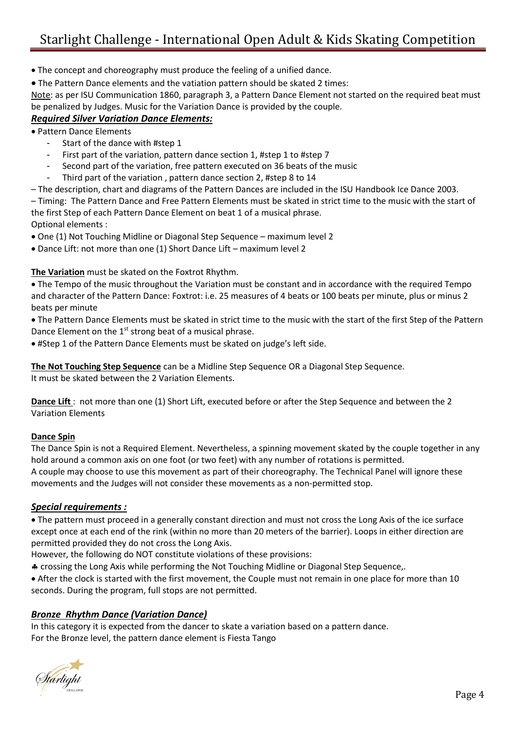- The concept and choreography must produce the feeling of a unified dance.
- The Pattern Dance elements and the vatiation pattern should be skated 2 times:

Note: as per ISU Communication 1860, paragraph 3, a Pattern Dance Element not started on the required beat must be penalized by Judges. Music for the Variation Dance is provided by the couple.

### ***Required Silver Variation Dance Elements:***

- Pattern Dance Elements
    - Start of the dance with #step 1
    - First part of the variation, pattern dance section 1, #step 1 to #step 7
    - Second part of the variation, free pattern executed on 36 beats of the music
    - Third part of the variation , pattern dance section 2, #step 8 to 14

– The description, chart and diagrams of the Pattern Dances are included in the ISU Handbook Ice Dance 2003.

– Timing: The Pattern Dance and Free Pattern Elements must be skated in strict time to the music with the start of the first Step of each Pattern Dance Element on beat 1 of a musical phrase.

Optional elements :

- One (1) Not Touching Midline or Diagonal Step Sequence – maximum level 2
- Dance Lift: not more than one (1) Short Dance Lift – maximum level 2

**The Variation** must be skated on the Foxtrot Rhythm.

- The Tempo of the music throughout the Variation must be constant and in accordance with the required Tempo and character of the Pattern Dance: Foxtrot: i.e. 25 measures of 4 beats or 100 beats per minute, plus or minus 2 beats per minute
- The Pattern Dance Elements must be skated in strict time to the music with the start of the first Step of the Pattern Dance Element on the 1st strong beat of a musical phrase.
- #Step 1 of the Pattern Dance Elements must be skated on judge's left side.

**The Not Touching Step Sequence** can be a Midline Step Sequence OR a Diagonal Step Sequence.
It must be skated between the 2 Variation Elements.

**Dance Lift** : not more than one (1) Short Lift, executed before or after the Step Sequence and between the 2 Variation Elements

**Dance Spin**

The Dance Spin is not a Required Element. Nevertheless, a spinning movement skated by the couple together in any hold around a common axis on one foot (or two feet) with any number of rotations is permitted.
A couple may choose to use this movement as part of their choreography. The Technical Panel will ignore these movements and the Judges will not consider these movements as a non-permitted stop.

### ***Special requirements :***

- The pattern must proceed in a generally constant direction and must not cross the Long Axis of the ice surface except once at each end of the rink (within no more than 20 meters of the barrier). Loops in either direction are permitted provided they do not cross the Long Axis.

However, the following do NOT constitute violations of these provisions:

♣ crossing the Long Axis while performing the Not Touching Midline or Diagonal Step Sequence,.

- After the clock is started with the first movement, the Couple must not remain in one place for more than 10 seconds. During the program, full stops are not permitted.

### ***Bronze Rhythm Dance (Variation Dance)***

In this category it is expected from the dancer to skate a variation based on a pattern dance.
For the Bronze level, the pattern dance element is Fiesta Tango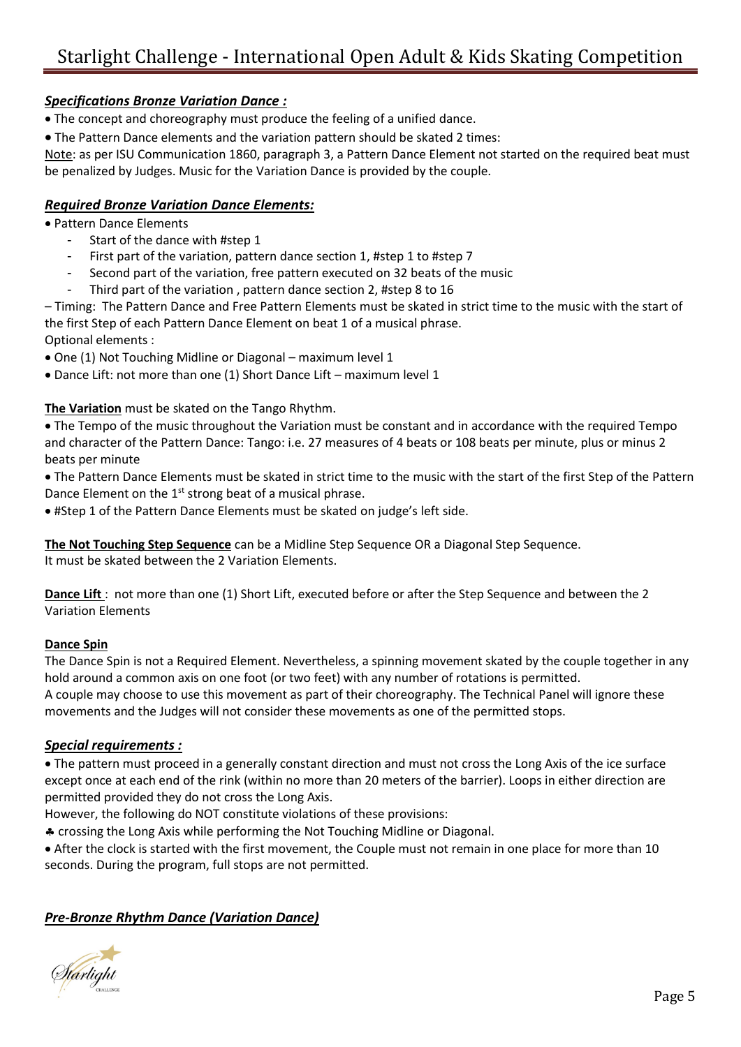### *Specifications Bronze Variation Dance :*

- The concept and choreography must produce the feeling of a unified dance.
- The Pattern Dance elements and the variation pattern should be skated 2 times:

Note: as per ISU Communication 1860, paragraph 3, a Pattern Dance Element not started on the required beat must be penalized by Judges. Music for the Variation Dance is provided by the couple.

### *Required Bronze Variation Dance Elements:*

- Pattern Dance Elements
  - Start of the dance with #step 1
  - First part of the variation, pattern dance section 1, #step 1 to #step 7
  - Second part of the variation, free pattern executed on 32 beats of the music
  - Third part of the variation , pattern dance section 2, #step 8 to 16

– Timing: The Pattern Dance and Free Pattern Elements must be skated in strict time to the music with the start of the first Step of each Pattern Dance Element on beat 1 of a musical phrase.

Optional elements :

- One (1) Not Touching Midline or Diagonal – maximum level 1
- Dance Lift: not more than one (1) Short Dance Lift – maximum level 1

**The Variation** must be skated on the Tango Rhythm.

- The Tempo of the music throughout the Variation must be constant and in accordance with the required Tempo and character of the Pattern Dance: Tango: i.e. 27 measures of 4 beats or 108 beats per minute, plus or minus 2 beats per minute
- The Pattern Dance Elements must be skated in strict time to the music with the start of the first Step of the Pattern Dance Element on the 1st strong beat of a musical phrase.
- #Step 1 of the Pattern Dance Elements must be skated on judge's left side.

**The Not Touching Step Sequence** can be a Midline Step Sequence OR a Diagonal Step Sequence.
It must be skated between the 2 Variation Elements.

**Dance Lift** : not more than one (1) Short Lift, executed before or after the Step Sequence and between the 2 Variation Elements

**Dance Spin**

The Dance Spin is not a Required Element. Nevertheless, a spinning movement skated by the couple together in any hold around a common axis on one foot (or two feet) with any number of rotations is permitted.
A couple may choose to use this movement as part of their choreography. The Technical Panel will ignore these movements and the Judges will not consider these movements as one of the permitted stops.

### *Special requirements :*

- The pattern must proceed in a generally constant direction and must not cross the Long Axis of the ice surface except once at each end of the rink (within no more than 20 meters of the barrier). Loops in either direction are permitted provided they do not cross the Long Axis.

However, the following do NOT constitute violations of these provisions:

♣ crossing the Long Axis while performing the Not Touching Midline or Diagonal.

- After the clock is started with the first movement, the Couple must not remain in one place for more than 10 seconds. During the program, full stops are not permitted.

### *Pre-Bronze Rhythm Dance (Variation Dance)*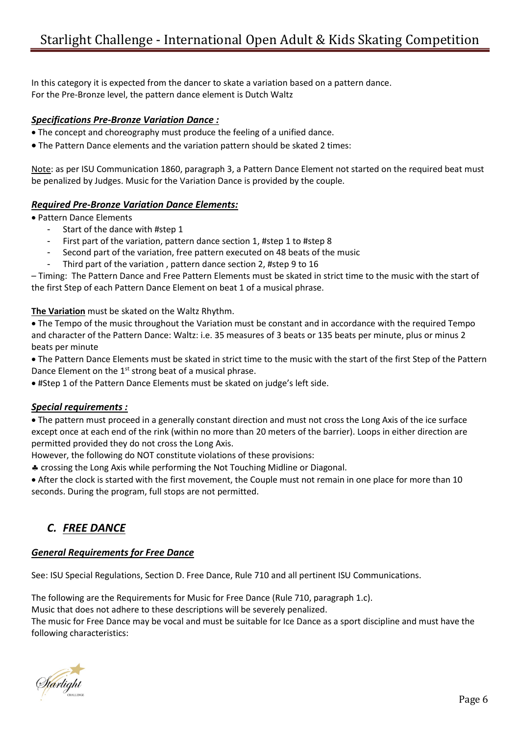In this category it is expected from the dancer to skate a variation based on a pattern dance.
For the Pre-Bronze level, the pattern dance element is Dutch Waltz

### ***Specifications Pre-Bronze Variation Dance :***

- The concept and choreography must produce the feeling of a unified dance.
- The Pattern Dance elements and the variation pattern should be skated 2 times:

Note: as per ISU Communication 1860, paragraph 3, a Pattern Dance Element not started on the required beat must be penalized by Judges. Music for the Variation Dance is provided by the couple.

### ***Required Pre-Bronze Variation Dance Elements:***

- Pattern Dance Elements
  - Start of the dance with #step 1
  - First part of the variation, pattern dance section 1, #step 1 to #step 8
  - Second part of the variation, free pattern executed on 48 beats of the music
  - Third part of the variation , pattern dance section 2, #step 9 to 16

– Timing: The Pattern Dance and Free Pattern Elements must be skated in strict time to the music with the start of the first Step of each Pattern Dance Element on beat 1 of a musical phrase.

**The Variation** must be skated on the Waltz Rhythm.

- The Tempo of the music throughout the Variation must be constant and in accordance with the required Tempo and character of the Pattern Dance: Waltz: i.e. 35 measures of 3 beats or 135 beats per minute, plus or minus 2 beats per minute
- The Pattern Dance Elements must be skated in strict time to the music with the start of the first Step of the Pattern Dance Element on the 1st strong beat of a musical phrase.
- #Step 1 of the Pattern Dance Elements must be skated on judge's left side.

### ***Special requirements :***

- The pattern must proceed in a generally constant direction and must not cross the Long Axis of the ice surface except once at each end of the rink (within no more than 20 meters of the barrier). Loops in either direction are permitted provided they do not cross the Long Axis.

However, the following do NOT constitute violations of these provisions:

♣ crossing the Long Axis while performing the Not Touching Midline or Diagonal.

- After the clock is started with the first movement, the Couple must not remain in one place for more than 10 seconds. During the program, full stops are not permitted.

## ***C. FREE DANCE***

### ***General Requirements for Free Dance***

See: ISU Special Regulations, Section D. Free Dance, Rule 710 and all pertinent ISU Communications.

The following are the Requirements for Music for Free Dance (Rule 710, paragraph 1.c).
Music that does not adhere to these descriptions will be severely penalized.
The music for Free Dance may be vocal and must be suitable for Ice Dance as a sport discipline and must have the following characteristics: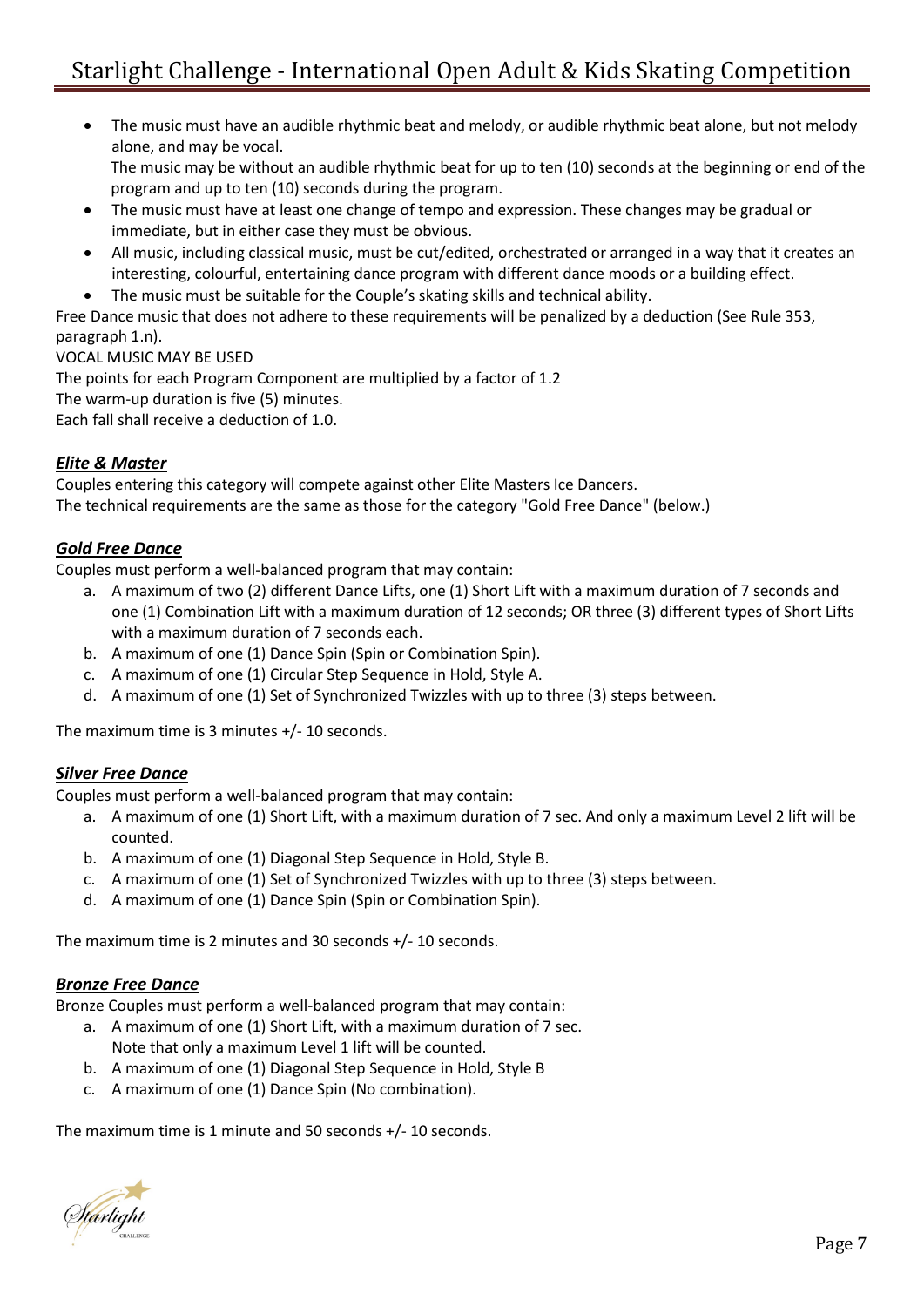- The music must have an audible rhythmic beat and melody, or audible rhythmic beat alone, but not melody alone, and may be vocal.
  The music may be without an audible rhythmic beat for up to ten (10) seconds at the beginning or end of the program and up to ten (10) seconds during the program.
- The music must have at least one change of tempo and expression. These changes may be gradual or immediate, but in either case they must be obvious.
- All music, including classical music, must be cut/edited, orchestrated or arranged in a way that it creates an interesting, colourful, entertaining dance program with different dance moods or a building effect.
- The music must be suitable for the Couple's skating skills and technical ability.

Free Dance music that does not adhere to these requirements will be penalized by a deduction (See Rule 353, paragraph 1.n).

VOCAL MUSIC MAY BE USED

The points for each Program Component are multiplied by a factor of 1.2

The warm-up duration is five (5) minutes.

Each fall shall receive a deduction of 1.0.

### ***Elite & Master***

Couples entering this category will compete against other Elite Masters Ice Dancers.
The technical requirements are the same as those for the category "Gold Free Dance" (below.)

### ***Gold Free Dance***

Couples must perform a well-balanced program that may contain:

a. A maximum of two (2) different Dance Lifts, one (1) Short Lift with a maximum duration of 7 seconds and one (1) Combination Lift with a maximum duration of 12 seconds; OR three (3) different types of Short Lifts with a maximum duration of 7 seconds each.
b. A maximum of one (1) Dance Spin (Spin or Combination Spin).
c. A maximum of one (1) Circular Step Sequence in Hold, Style A.
d. A maximum of one (1) Set of Synchronized Twizzles with up to three (3) steps between.

The maximum time is 3 minutes +/- 10 seconds.

### ***Silver Free Dance***

Couples must perform a well-balanced program that may contain:

a. A maximum of one (1) Short Lift, with a maximum duration of 7 sec. And only a maximum Level 2 lift will be counted.
b. A maximum of one (1) Diagonal Step Sequence in Hold, Style B.
c. A maximum of one (1) Set of Synchronized Twizzles with up to three (3) steps between.
d. A maximum of one (1) Dance Spin (Spin or Combination Spin).

The maximum time is 2 minutes and 30 seconds +/- 10 seconds.

### ***Bronze Free Dance***

Bronze Couples must perform a well-balanced program that may contain:

a. A maximum of one (1) Short Lift, with a maximum duration of 7 sec.
   Note that only a maximum Level 1 lift will be counted.
b. A maximum of one (1) Diagonal Step Sequence in Hold, Style B
c. A maximum of one (1) Dance Spin (No combination).

The maximum time is 1 minute and 50 seconds +/- 10 seconds.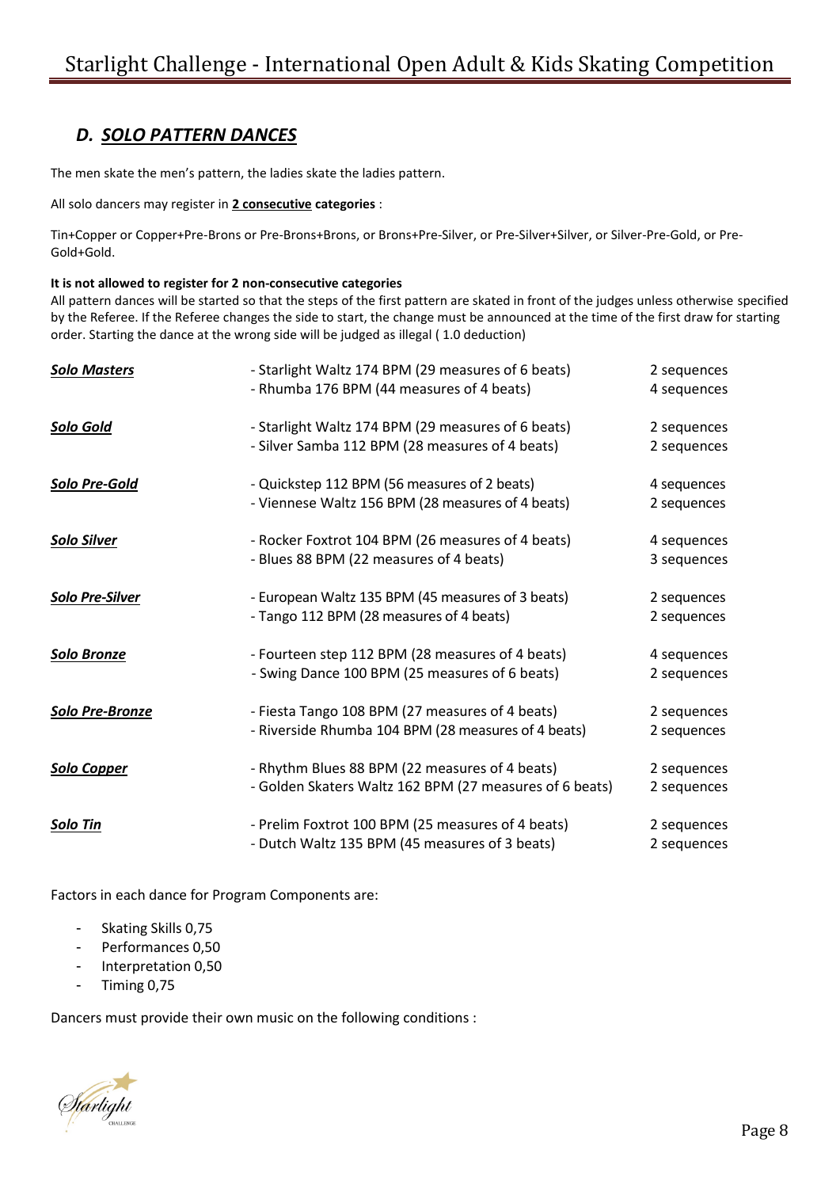## *D. SOLO PATTERN DANCES*

The men skate the men's pattern, the ladies skate the ladies pattern.

All solo dancers may register in **2 consecutive categories** :

Tin+Copper or Copper+Pre-Brons or Pre-Brons+Brons, or Brons+Pre-Silver, or Pre-Silver+Silver, or Silver-Pre-Gold, or Pre-Gold+Gold.

**It is not allowed to register for 2 non-consecutive categories**

All pattern dances will be started so that the steps of the first pattern are skated in front of the judges unless otherwise specified by the Referee. If the Referee changes the side to start, the change must be announced at the time of the first draw for starting order. Starting the dance at the wrong side will be judged as illegal ( 1.0 deduction)

| | | |
|---|---|---|
| ***Solo Masters*** | - Starlight Waltz 174 BPM (29 measures of 6 beats) | 2 sequences |
| | - Rhumba 176 BPM (44 measures of 4 beats) | 4 sequences |
| ***Solo Gold*** | - Starlight Waltz 174 BPM (29 measures of 6 beats) | 2 sequences |
| | - Silver Samba 112 BPM (28 measures of 4 beats) | 2 sequences |
| ***Solo Pre-Gold*** | - Quickstep 112 BPM (56 measures of 2 beats) | 4 sequences |
| | - Viennese Waltz 156 BPM (28 measures of 4 beats) | 2 sequences |
| ***Solo Silver*** | - Rocker Foxtrot 104 BPM (26 measures of 4 beats) | 4 sequences |
| | - Blues 88 BPM (22 measures of 4 beats) | 3 sequences |
| ***Solo Pre-Silver*** | - European Waltz 135 BPM (45 measures of 3 beats) | 2 sequences |
| | - Tango 112 BPM (28 measures of 4 beats) | 2 sequences |
| ***Solo Bronze*** | - Fourteen step 112 BPM (28 measures of 4 beats) | 4 sequences |
| | - Swing Dance 100 BPM (25 measures of 6 beats) | 2 sequences |
| ***Solo Pre-Bronze*** | - Fiesta Tango 108 BPM (27 measures of 4 beats) | 2 sequences |
| | - Riverside Rhumba 104 BPM (28 measures of 4 beats) | 2 sequences |
| ***Solo Copper*** | - Rhythm Blues 88 BPM (22 measures of 4 beats) | 2 sequences |
| | - Golden Skaters Waltz 162 BPM (27 measures of 6 beats) | 2 sequences |
| ***Solo Tin*** | - Prelim Foxtrot 100 BPM (25 measures of 4 beats) | 2 sequences |
| | - Dutch Waltz 135 BPM (45 measures of 3 beats) | 2 sequences |

Factors in each dance for Program Components are:

- Skating Skills 0,75
- Performances 0,50
- Interpretation 0,50
- Timing 0,75

Dancers must provide their own music on the following conditions :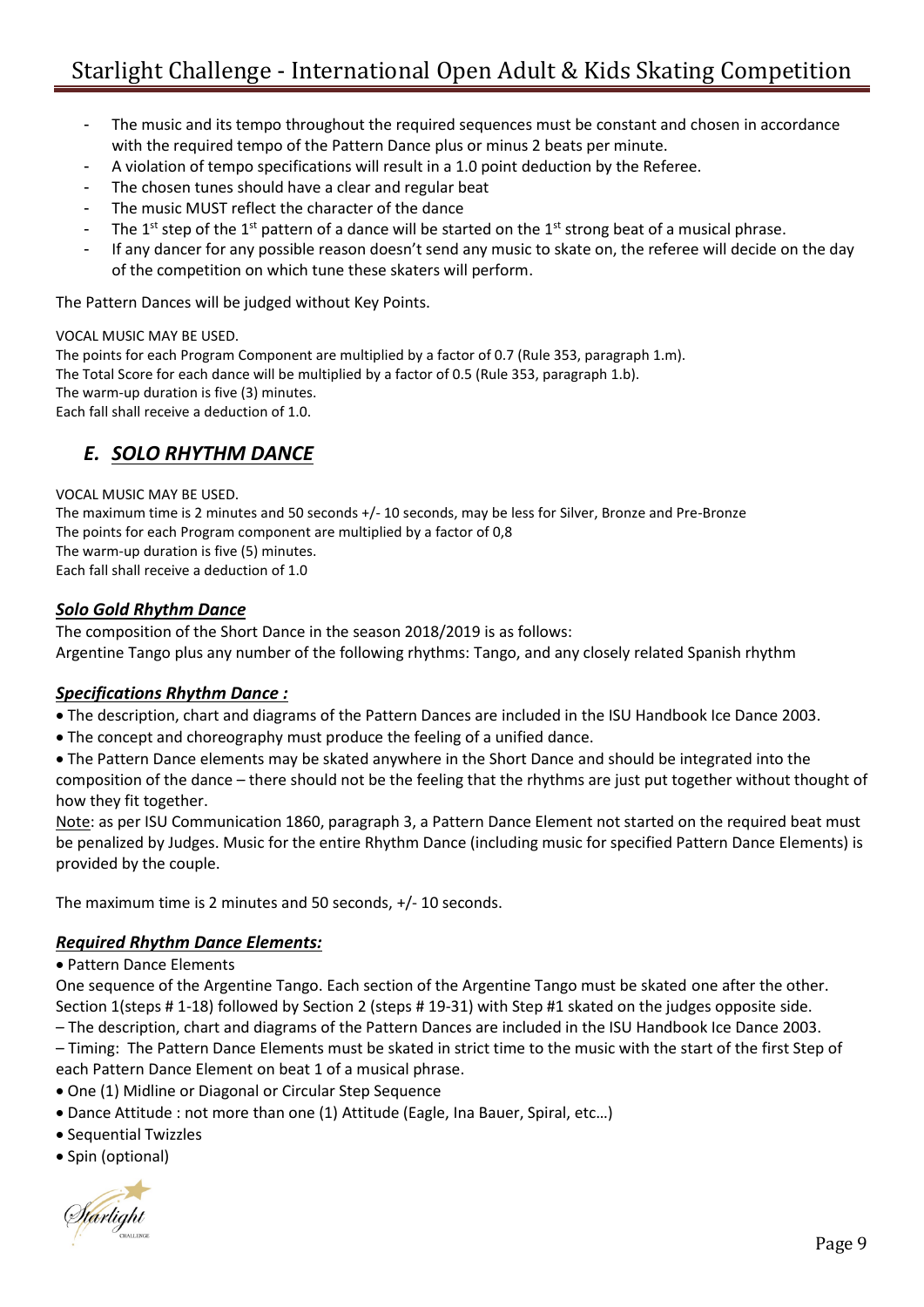- The music and its tempo throughout the required sequences must be constant and chosen in accordance with the required tempo of the Pattern Dance plus or minus 2 beats per minute.
- A violation of tempo specifications will result in a 1.0 point deduction by the Referee.
- The chosen tunes should have a clear and regular beat
- The music MUST reflect the character of the dance
- The 1st step of the 1st pattern of a dance will be started on the 1st strong beat of a musical phrase.
- If any dancer for any possible reason doesn't send any music to skate on, the referee will decide on the day of the competition on which tune these skaters will perform.

The Pattern Dances will be judged without Key Points.

VOCAL MUSIC MAY BE USED.
The points for each Program Component are multiplied by a factor of 0.7 (Rule 353, paragraph 1.m).
The Total Score for each dance will be multiplied by a factor of 0.5 (Rule 353, paragraph 1.b).
The warm-up duration is five (3) minutes.
Each fall shall receive a deduction of 1.0.

## *E. SOLO RHYTHM DANCE*

VOCAL MUSIC MAY BE USED.
The maximum time is 2 minutes and 50 seconds +/- 10 seconds, may be less for Silver, Bronze and Pre-Bronze
The points for each Program component are multiplied by a factor of 0,8
The warm-up duration is five (5) minutes.
Each fall shall receive a deduction of 1.0

### *Solo Gold Rhythm Dance*

The composition of the Short Dance in the season 2018/2019 is as follows:
Argentine Tango plus any number of the following rhythms: Tango, and any closely related Spanish rhythm

### *Specifications Rhythm Dance :*

- The description, chart and diagrams of the Pattern Dances are included in the ISU Handbook Ice Dance 2003.
- The concept and choreography must produce the feeling of a unified dance.
- The Pattern Dance elements may be skated anywhere in the Short Dance and should be integrated into the composition of the dance – there should not be the feeling that the rhythms are just put together without thought of how they fit together.

Note: as per ISU Communication 1860, paragraph 3, a Pattern Dance Element not started on the required beat must be penalized by Judges. Music for the entire Rhythm Dance (including music for specified Pattern Dance Elements) is provided by the couple.

The maximum time is 2 minutes and 50 seconds, +/- 10 seconds.

### *Required Rhythm Dance Elements:*

- Pattern Dance Elements

One sequence of the Argentine Tango. Each section of the Argentine Tango must be skated one after the other. Section 1(steps # 1-18) followed by Section 2 (steps # 19-31) with Step #1 skated on the judges opposite side.
– The description, chart and diagrams of the Pattern Dances are included in the ISU Handbook Ice Dance 2003.
– Timing: The Pattern Dance Elements must be skated in strict time to the music with the start of the first Step of each Pattern Dance Element on beat 1 of a musical phrase.

- One (1) Midline or Diagonal or Circular Step Sequence
- Dance Attitude : not more than one (1) Attitude (Eagle, Ina Bauer, Spiral, etc…)
- Sequential Twizzles
- Spin (optional)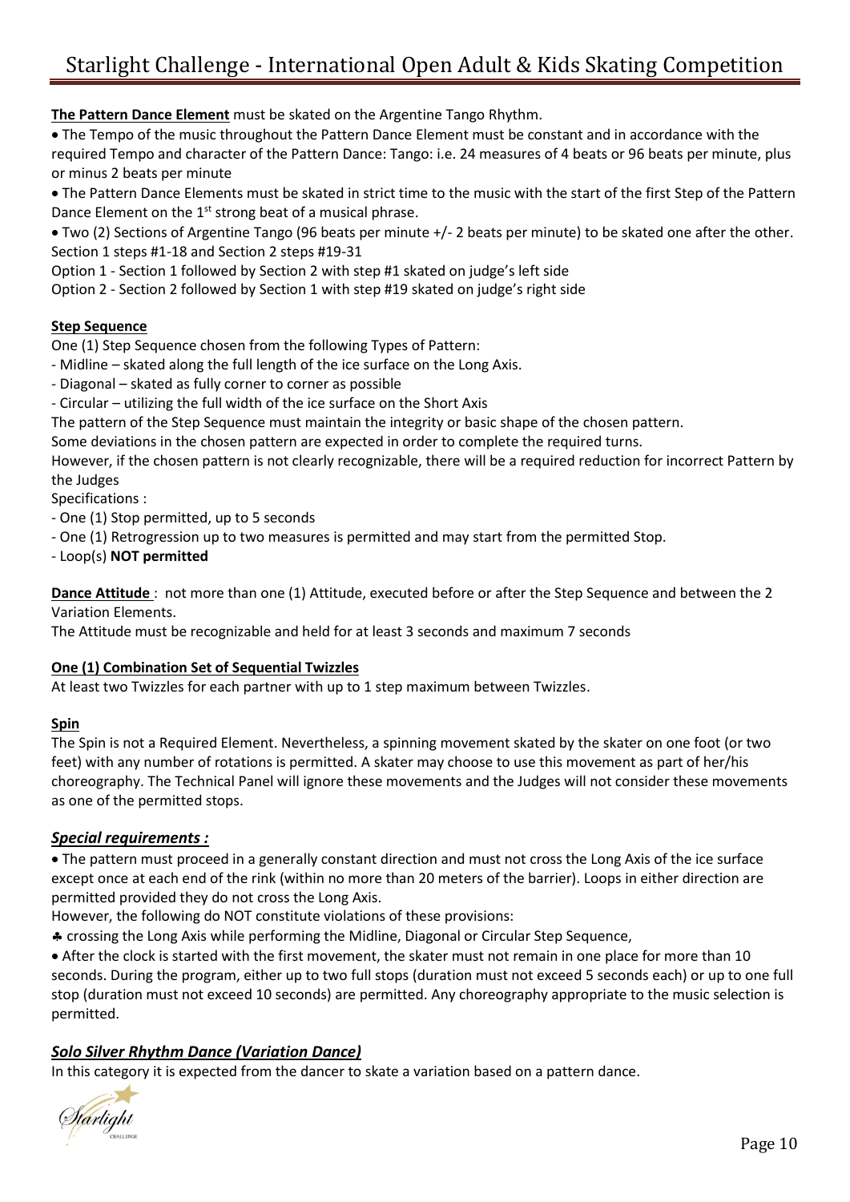**The Pattern Dance Element** must be skated on the Argentine Tango Rhythm.

- The Tempo of the music throughout the Pattern Dance Element must be constant and in accordance with the required Tempo and character of the Pattern Dance: Tango: i.e. 24 measures of 4 beats or 96 beats per minute, plus or minus 2 beats per minute
- The Pattern Dance Elements must be skated in strict time to the music with the start of the first Step of the Pattern Dance Element on the 1st strong beat of a musical phrase.
- Two (2) Sections of Argentine Tango (96 beats per minute +/- 2 beats per minute) to be skated one after the other. Section 1 steps #1-18 and Section 2 steps #19-31

Option 1 - Section 1 followed by Section 2 with step #1 skated on judge's left side
Option 2 - Section 2 followed by Section 1 with step #19 skated on judge's right side

**Step Sequence**

One (1) Step Sequence chosen from the following Types of Pattern:

- Midline – skated along the full length of the ice surface on the Long Axis.
- Diagonal – skated as fully corner to corner as possible
- Circular – utilizing the full width of the ice surface on the Short Axis

The pattern of the Step Sequence must maintain the integrity or basic shape of the chosen pattern.
Some deviations in the chosen pattern are expected in order to complete the required turns.
However, if the chosen pattern is not clearly recognizable, there will be a required reduction for incorrect Pattern by the Judges

Specifications :

- One (1) Stop permitted, up to 5 seconds
- One (1) Retrogression up to two measures is permitted and may start from the permitted Stop.
- Loop(s) **NOT permitted**

**Dance Attitude** : not more than one (1) Attitude, executed before or after the Step Sequence and between the 2 Variation Elements.
The Attitude must be recognizable and held for at least 3 seconds and maximum 7 seconds

**One (1) Combination Set of Sequential Twizzles**

At least two Twizzles for each partner with up to 1 step maximum between Twizzles.

**Spin**

The Spin is not a Required Element. Nevertheless, a spinning movement skated by the skater on one foot (or two feet) with any number of rotations is permitted. A skater may choose to use this movement as part of her/his choreography. The Technical Panel will ignore these movements and the Judges will not consider these movements as one of the permitted stops.

## ***Special requirements :***

- The pattern must proceed in a generally constant direction and must not cross the Long Axis of the ice surface except once at each end of the rink (within no more than 20 meters of the barrier). Loops in either direction are permitted provided they do not cross the Long Axis.

However, the following do NOT constitute violations of these provisions:

♣ crossing the Long Axis while performing the Midline, Diagonal or Circular Step Sequence,

- After the clock is started with the first movement, the skater must not remain in one place for more than 10 seconds. During the program, either up to two full stops (duration must not exceed 5 seconds each) or up to one full stop (duration must not exceed 10 seconds) are permitted. Any choreography appropriate to the music selection is permitted.

## ***Solo Silver Rhythm Dance (Variation Dance)***

In this category it is expected from the dancer to skate a variation based on a pattern dance.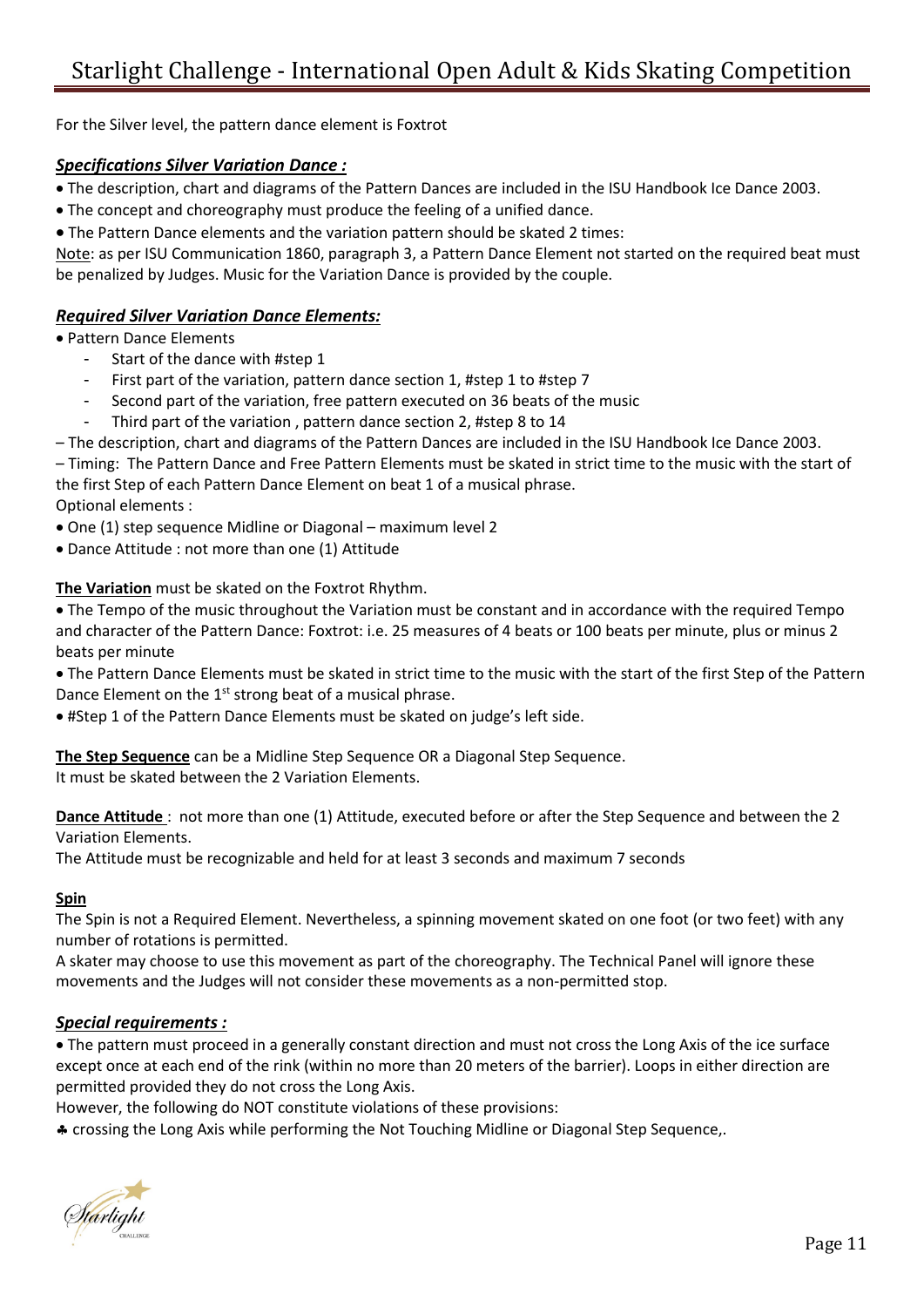For the Silver level, the pattern dance element is Foxtrot

### ***Specifications Silver Variation Dance :***

- The description, chart and diagrams of the Pattern Dances are included in the ISU Handbook Ice Dance 2003.
- The concept and choreography must produce the feeling of a unified dance.
- The Pattern Dance elements and the variation pattern should be skated 2 times:

Note: as per ISU Communication 1860, paragraph 3, a Pattern Dance Element not started on the required beat must be penalized by Judges. Music for the Variation Dance is provided by the couple.

### ***Required Silver Variation Dance Elements:***

- Pattern Dance Elements
  - Start of the dance with #step 1
  - First part of the variation, pattern dance section 1, #step 1 to #step 7
  - Second part of the variation, free pattern executed on 36 beats of the music
  - Third part of the variation , pattern dance section 2, #step 8 to 14

– The description, chart and diagrams of the Pattern Dances are included in the ISU Handbook Ice Dance 2003.

– Timing: The Pattern Dance and Free Pattern Elements must be skated in strict time to the music with the start of the first Step of each Pattern Dance Element on beat 1 of a musical phrase.

Optional elements :

- One (1) step sequence Midline or Diagonal – maximum level 2
- Dance Attitude : not more than one (1) Attitude

**The Variation** must be skated on the Foxtrot Rhythm.

- The Tempo of the music throughout the Variation must be constant and in accordance with the required Tempo and character of the Pattern Dance: Foxtrot: i.e. 25 measures of 4 beats or 100 beats per minute, plus or minus 2 beats per minute
- The Pattern Dance Elements must be skated in strict time to the music with the start of the first Step of the Pattern Dance Element on the 1st strong beat of a musical phrase.
- #Step 1 of the Pattern Dance Elements must be skated on judge's left side.

**The Step Sequence** can be a Midline Step Sequence OR a Diagonal Step Sequence.
It must be skated between the 2 Variation Elements.

**Dance Attitude** : not more than one (1) Attitude, executed before or after the Step Sequence and between the 2 Variation Elements.
The Attitude must be recognizable and held for at least 3 seconds and maximum 7 seconds

**Spin**

The Spin is not a Required Element. Nevertheless, a spinning movement skated on one foot (or two feet) with any number of rotations is permitted.
A skater may choose to use this movement as part of the choreography. The Technical Panel will ignore these movements and the Judges will not consider these movements as a non-permitted stop.

### ***Special requirements :***

- The pattern must proceed in a generally constant direction and must not cross the Long Axis of the ice surface except once at each end of the rink (within no more than 20 meters of the barrier). Loops in either direction are permitted provided they do not cross the Long Axis.

However, the following do NOT constitute violations of these provisions:

♣ crossing the Long Axis while performing the Not Touching Midline or Diagonal Step Sequence,.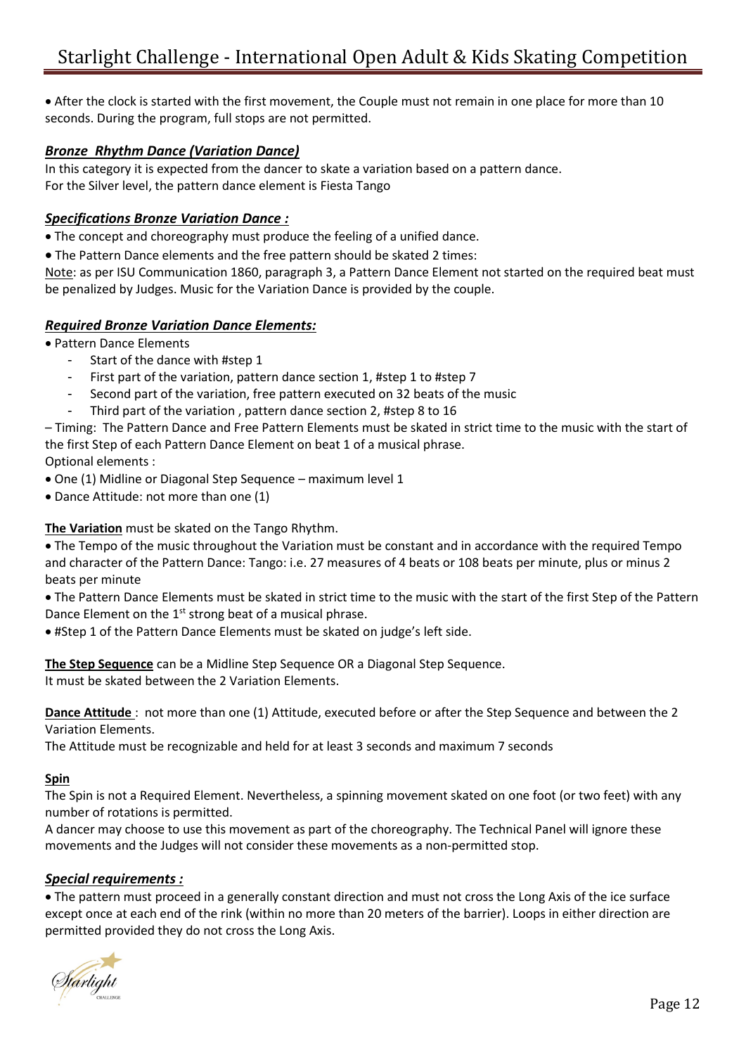- After the clock is started with the first movement, the Couple must not remain in one place for more than 10 seconds. During the program, full stops are not permitted.

### ***Bronze Rhythm Dance (Variation Dance)***

In this category it is expected from the dancer to skate a variation based on a pattern dance.
For the Silver level, the pattern dance element is Fiesta Tango

### ***Specifications Bronze Variation Dance :***

- The concept and choreography must produce the feeling of a unified dance.
- The Pattern Dance elements and the free pattern should be skated 2 times:

Note: as per ISU Communication 1860, paragraph 3, a Pattern Dance Element not started on the required beat must be penalized by Judges. Music for the Variation Dance is provided by the couple.

### ***Required Bronze Variation Dance Elements:***

- Pattern Dance Elements
  - Start of the dance with #step 1
  - First part of the variation, pattern dance section 1, #step 1 to #step 7
  - Second part of the variation, free pattern executed on 32 beats of the music
  - Third part of the variation , pattern dance section 2, #step 8 to 16

– Timing: The Pattern Dance and Free Pattern Elements must be skated in strict time to the music with the start of the first Step of each Pattern Dance Element on beat 1 of a musical phrase.
Optional elements :

- One (1) Midline or Diagonal Step Sequence – maximum level 1
- Dance Attitude: not more than one (1)

**The Variation** must be skated on the Tango Rhythm.

- The Tempo of the music throughout the Variation must be constant and in accordance with the required Tempo and character of the Pattern Dance: Tango: i.e. 27 measures of 4 beats or 108 beats per minute, plus or minus 2 beats per minute
- The Pattern Dance Elements must be skated in strict time to the music with the start of the first Step of the Pattern Dance Element on the 1st strong beat of a musical phrase.
- #Step 1 of the Pattern Dance Elements must be skated on judge's left side.

**The Step Sequence** can be a Midline Step Sequence OR a Diagonal Step Sequence.
It must be skated between the 2 Variation Elements.

**Dance Attitude** : not more than one (1) Attitude, executed before or after the Step Sequence and between the 2 Variation Elements.
The Attitude must be recognizable and held for at least 3 seconds and maximum 7 seconds

**Spin**

The Spin is not a Required Element. Nevertheless, a spinning movement skated on one foot (or two feet) with any number of rotations is permitted.
A dancer may choose to use this movement as part of the choreography. The Technical Panel will ignore these movements and the Judges will not consider these movements as a non-permitted stop.

### ***Special requirements :***

- The pattern must proceed in a generally constant direction and must not cross the Long Axis of the ice surface except once at each end of the rink (within no more than 20 meters of the barrier). Loops in either direction are permitted provided they do not cross the Long Axis.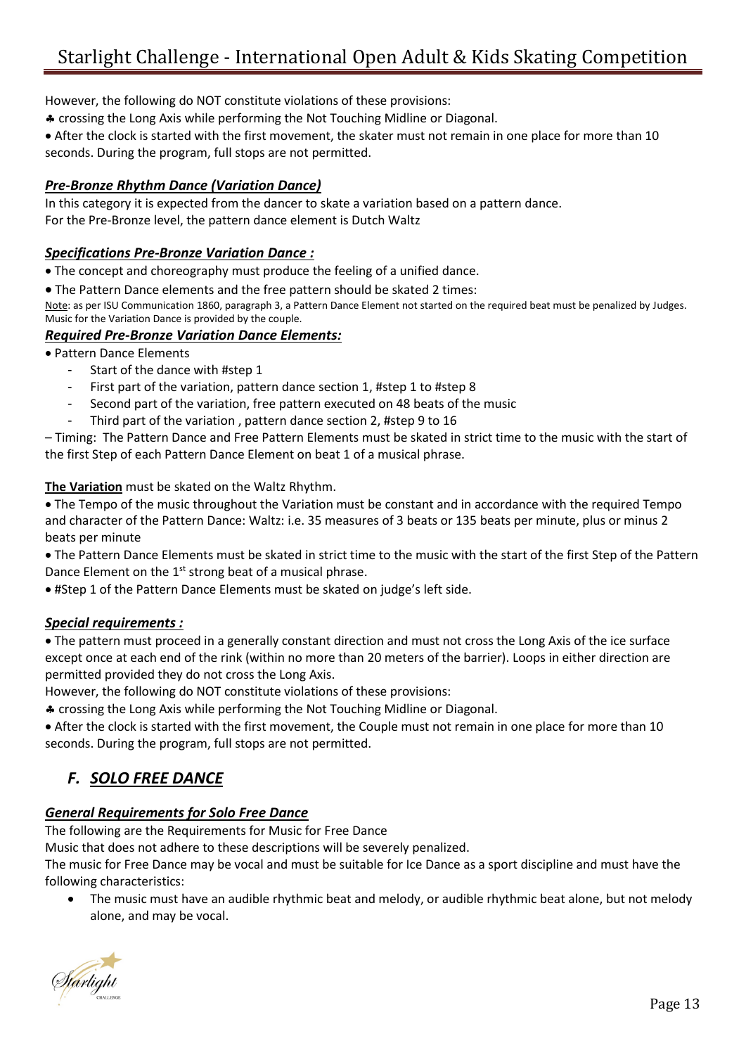However, the following do NOT constitute violations of these provisions:

♣ crossing the Long Axis while performing the Not Touching Midline or Diagonal.

- After the clock is started with the first movement, the skater must not remain in one place for more than 10 seconds. During the program, full stops are not permitted.

### ***Pre-Bronze Rhythm Dance (Variation Dance)***

In this category it is expected from the dancer to skate a variation based on a pattern dance.
For the Pre-Bronze level, the pattern dance element is Dutch Waltz

### ***Specifications Pre-Bronze Variation Dance :***

- The concept and choreography must produce the feeling of a unified dance.
- The Pattern Dance elements and the free pattern should be skated 2 times:

Note: as per ISU Communication 1860, paragraph 3, a Pattern Dance Element not started on the required beat must be penalized by Judges. Music for the Variation Dance is provided by the couple.

### ***Required Pre-Bronze Variation Dance Elements:***

- Pattern Dance Elements
  - Start of the dance with #step 1
  - First part of the variation, pattern dance section 1, #step 1 to #step 8
  - Second part of the variation, free pattern executed on 48 beats of the music
  - Third part of the variation , pattern dance section 2, #step 9 to 16

– Timing: The Pattern Dance and Free Pattern Elements must be skated in strict time to the music with the start of the first Step of each Pattern Dance Element on beat 1 of a musical phrase.

**The Variation** must be skated on the Waltz Rhythm.

- The Tempo of the music throughout the Variation must be constant and in accordance with the required Tempo and character of the Pattern Dance: Waltz: i.e. 35 measures of 3 beats or 135 beats per minute, plus or minus 2 beats per minute
- The Pattern Dance Elements must be skated in strict time to the music with the start of the first Step of the Pattern Dance Element on the 1st strong beat of a musical phrase.
- #Step 1 of the Pattern Dance Elements must be skated on judge's left side.

### ***Special requirements :***

- The pattern must proceed in a generally constant direction and must not cross the Long Axis of the ice surface except once at each end of the rink (within no more than 20 meters of the barrier). Loops in either direction are permitted provided they do not cross the Long Axis.

However, the following do NOT constitute violations of these provisions:

♣ crossing the Long Axis while performing the Not Touching Midline or Diagonal.

- After the clock is started with the first movement, the Couple must not remain in one place for more than 10 seconds. During the program, full stops are not permitted.

## *F. SOLO FREE DANCE*

### ***General Requirements for Solo Free Dance***

The following are the Requirements for Music for Free Dance
Music that does not adhere to these descriptions will be severely penalized.
The music for Free Dance may be vocal and must be suitable for Ice Dance as a sport discipline and must have the following characteristics:

- The music must have an audible rhythmic beat and melody, or audible rhythmic beat alone, but not melody alone, and may be vocal.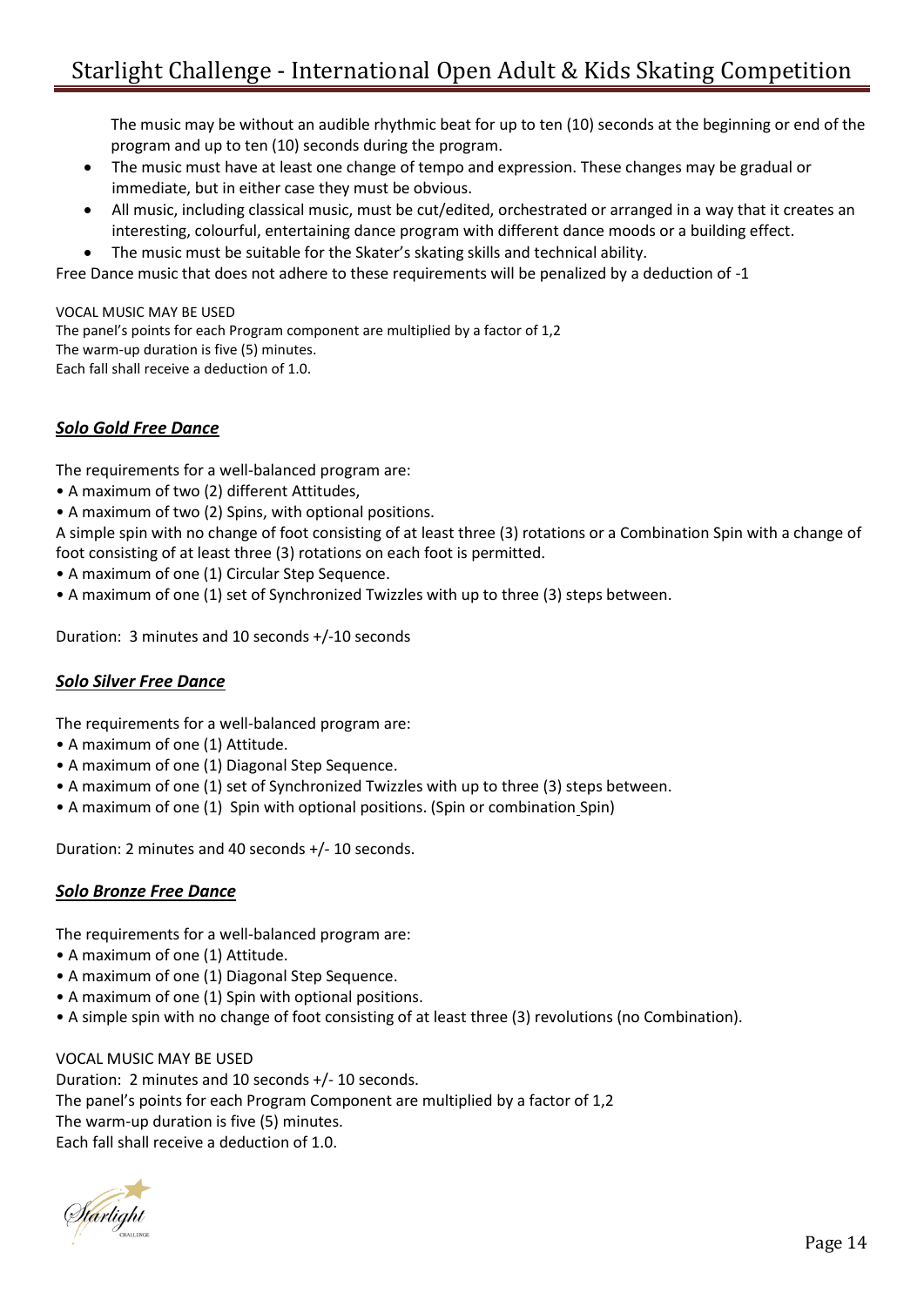The music may be without an audible rhythmic beat for up to ten (10) seconds at the beginning or end of the program and up to ten (10) seconds during the program.

- The music must have at least one change of tempo and expression. These changes may be gradual or immediate, but in either case they must be obvious.
- All music, including classical music, must be cut/edited, orchestrated or arranged in a way that it creates an interesting, colourful, entertaining dance program with different dance moods or a building effect.
- The music must be suitable for the Skater's skating skills and technical ability.

Free Dance music that does not adhere to these requirements will be penalized by a deduction of -1

VOCAL MUSIC MAY BE USED
The panel's points for each Program component are multiplied by a factor of 1,2
The warm-up duration is five (5) minutes.
Each fall shall receive a deduction of 1.0.

### ***Solo Gold Free Dance***

The requirements for a well-balanced program are:

- A maximum of two (2) different Attitudes,
- A maximum of two (2) Spins, with optional positions.

A simple spin with no change of foot consisting of at least three (3) rotations or a Combination Spin with a change of foot consisting of at least three (3) rotations on each foot is permitted.

- A maximum of one (1) Circular Step Sequence.
- A maximum of one (1) set of Synchronized Twizzles with up to three (3) steps between.

Duration: 3 minutes and 10 seconds +/-10 seconds

### ***Solo Silver Free Dance***

The requirements for a well-balanced program are:

- A maximum of one (1) Attitude.
- A maximum of one (1) Diagonal Step Sequence.
- A maximum of one (1) set of Synchronized Twizzles with up to three (3) steps between.
- A maximum of one (1) Spin with optional positions. (Spin or combination Spin)

Duration: 2 minutes and 40 seconds +/- 10 seconds.

### ***Solo Bronze Free Dance***

The requirements for a well-balanced program are:

- A maximum of one (1) Attitude.
- A maximum of one (1) Diagonal Step Sequence.
- A maximum of one (1) Spin with optional positions.
- A simple spin with no change of foot consisting of at least three (3) revolutions (no Combination).

VOCAL MUSIC MAY BE USED
Duration: 2 minutes and 10 seconds +/- 10 seconds.
The panel's points for each Program Component are multiplied by a factor of 1,2
The warm-up duration is five (5) minutes.
Each fall shall receive a deduction of 1.0.